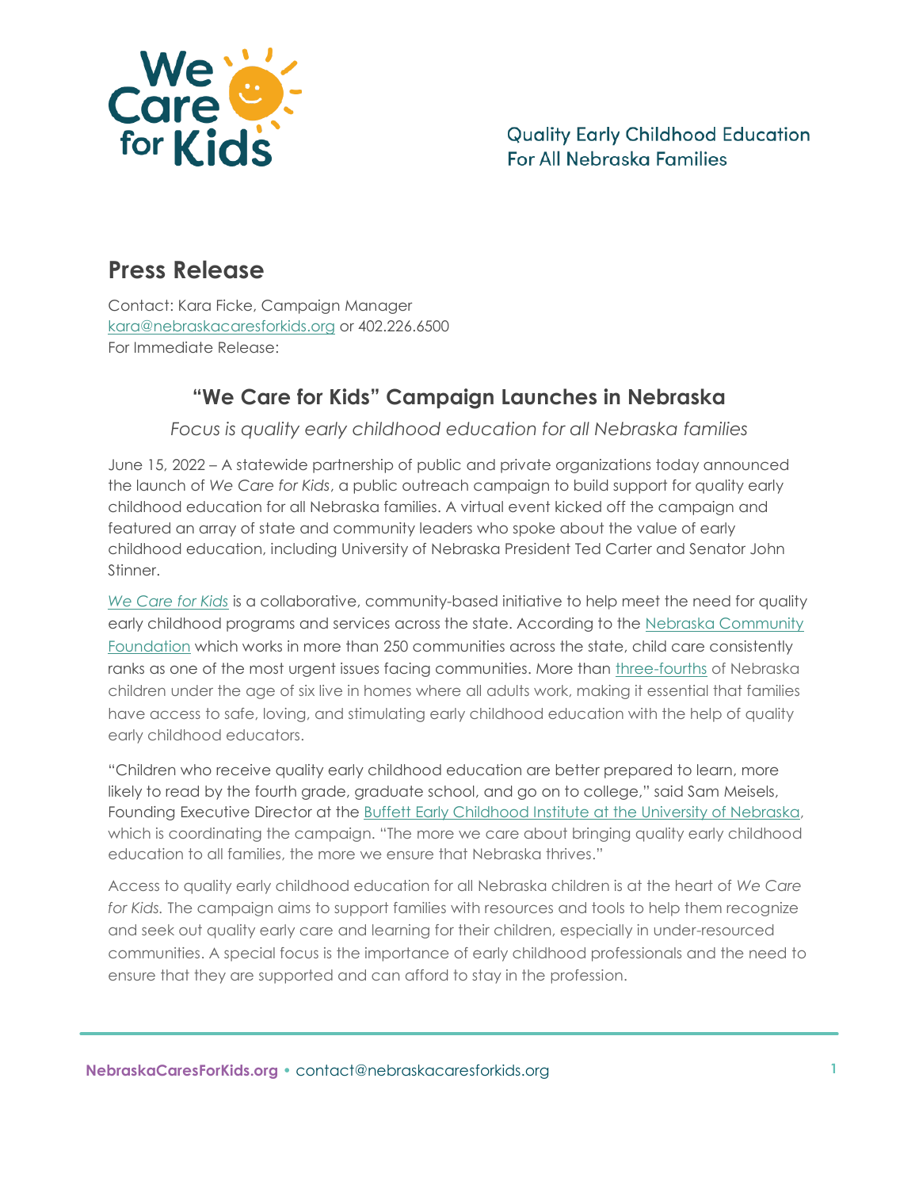We Care for Kids

Quality Early Childhood Education
For All Nebraska Families

## Press Release

Contact: Kara Ficke, Campaign Manager
kara@nebraskacaresforkids.org or 402.226.6500
For Immediate Release:

# "We Care for Kids" Campaign Launches in Nebraska

*Focus is quality early childhood education for all Nebraska families*

June 15, 2022 – A statewide partnership of public and private organizations today announced the launch of *We Care for Kids*, a public outreach campaign to build support for quality early childhood education for all Nebraska families. A virtual event kicked off the campaign and featured an array of state and community leaders who spoke about the value of early childhood education, including University of Nebraska President Ted Carter and Senator John Stinner.

*We Care for Kids* is a collaborative, community-based initiative to help meet the need for quality early childhood programs and services across the state. According to the Nebraska Community Foundation which works in more than 250 communities across the state, child care consistently ranks as one of the most urgent issues facing communities. More than three-fourths of Nebraska children under the age of six live in homes where all adults work, making it essential that families have access to safe, loving, and stimulating early childhood education with the help of quality early childhood educators.

"Children who receive quality early childhood education are better prepared to learn, more likely to read by the fourth grade, graduate school, and go on to college," said Sam Meisels, Founding Executive Director at the Buffett Early Childhood Institute at the University of Nebraska, which is coordinating the campaign. "The more we care about bringing quality early childhood education to all families, the more we ensure that Nebraska thrives."

Access to quality early childhood education for all Nebraska children is at the heart of *We Care for Kids.* The campaign aims to support families with resources and tools to help them recognize and seek out quality early care and learning for their children, especially in under-resourced communities. A special focus is the importance of early childhood professionals and the need to ensure that they are supported and can afford to stay in the profession.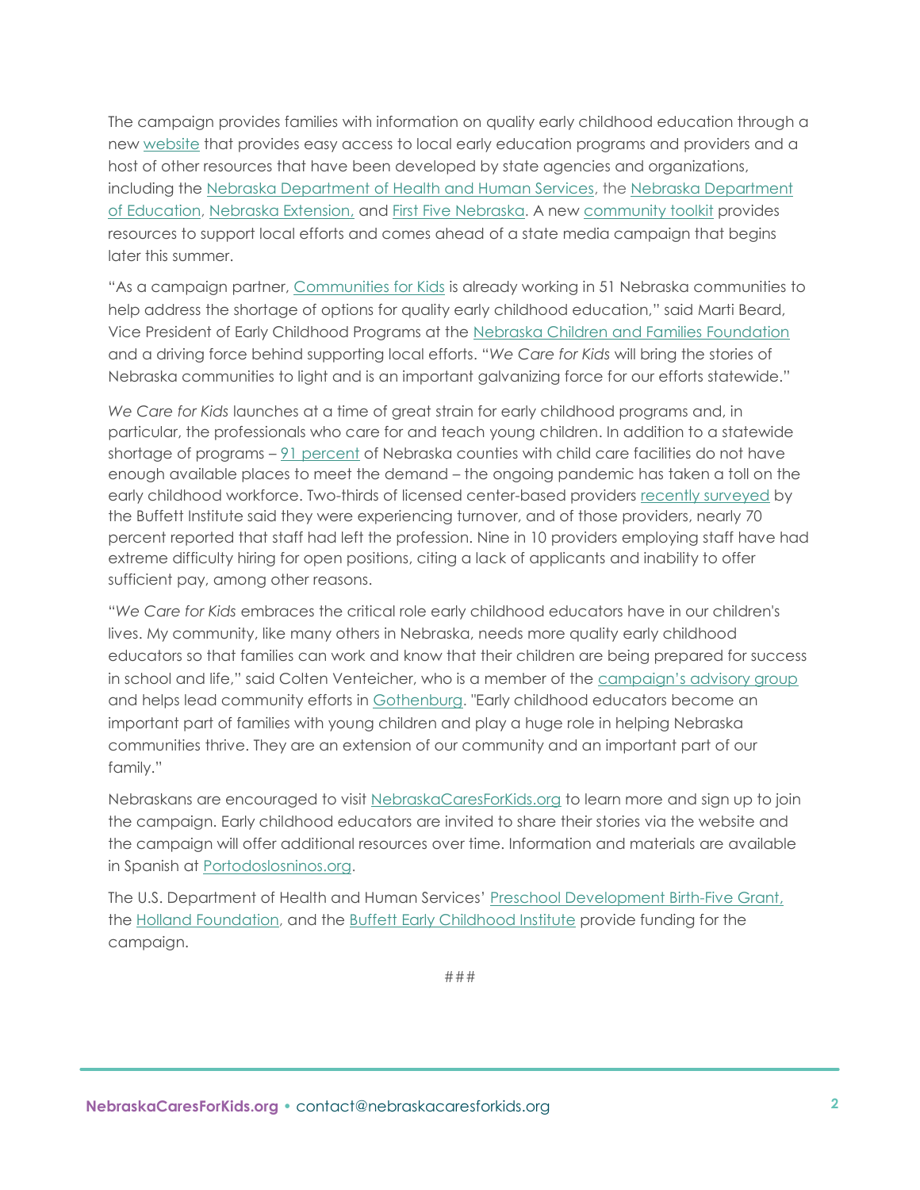The campaign provides families with information on quality early childhood education through a new website that provides easy access to local early education programs and providers and a host of other resources that have been developed by state agencies and organizations, including the Nebraska Department of Health and Human Services, the Nebraska Department of Education, Nebraska Extension, and First Five Nebraska. A new community toolkit provides resources to support local efforts and comes ahead of a state media campaign that begins later this summer.

"As a campaign partner, Communities for Kids is already working in 51 Nebraska communities to help address the shortage of options for quality early childhood education," said Marti Beard, Vice President of Early Childhood Programs at the Nebraska Children and Families Foundation and a driving force behind supporting local efforts. "*We Care for Kids* will bring the stories of Nebraska communities to light and is an important galvanizing force for our efforts statewide."

*We Care for Kids* launches at a time of great strain for early childhood programs and, in particular, the professionals who care for and teach young children. In addition to a statewide shortage of programs – 91 percent of Nebraska counties with child care facilities do not have enough available places to meet the demand – the ongoing pandemic has taken a toll on the early childhood workforce. Two-thirds of licensed center-based providers recently surveyed by the Buffett Institute said they were experiencing turnover, and of those providers, nearly 70 percent reported that staff had left the profession. Nine in 10 providers employing staff have had extreme difficulty hiring for open positions, citing a lack of applicants and inability to offer sufficient pay, among other reasons.

"*We Care for Kids* embraces the critical role early childhood educators have in our children's lives. My community, like many others in Nebraska, needs more quality early childhood educators so that families can work and know that their children are being prepared for success in school and life," said Colten Venteicher, who is a member of the campaign's advisory group and helps lead community efforts in Gothenburg. "Early childhood educators become an important part of families with young children and play a huge role in helping Nebraska communities thrive. They are an extension of our community and an important part of our family."

Nebraskans are encouraged to visit NebraskaCaresForKids.org to learn more and sign up to join the campaign. Early childhood educators are invited to share their stories via the website and the campaign will offer additional resources over time. Information and materials are available in Spanish at Portodoslosninos.org.

The U.S. Department of Health and Human Services' Preschool Development Birth-Five Grant, the Holland Foundation, and the Buffett Early Childhood Institute provide funding for the campaign.

###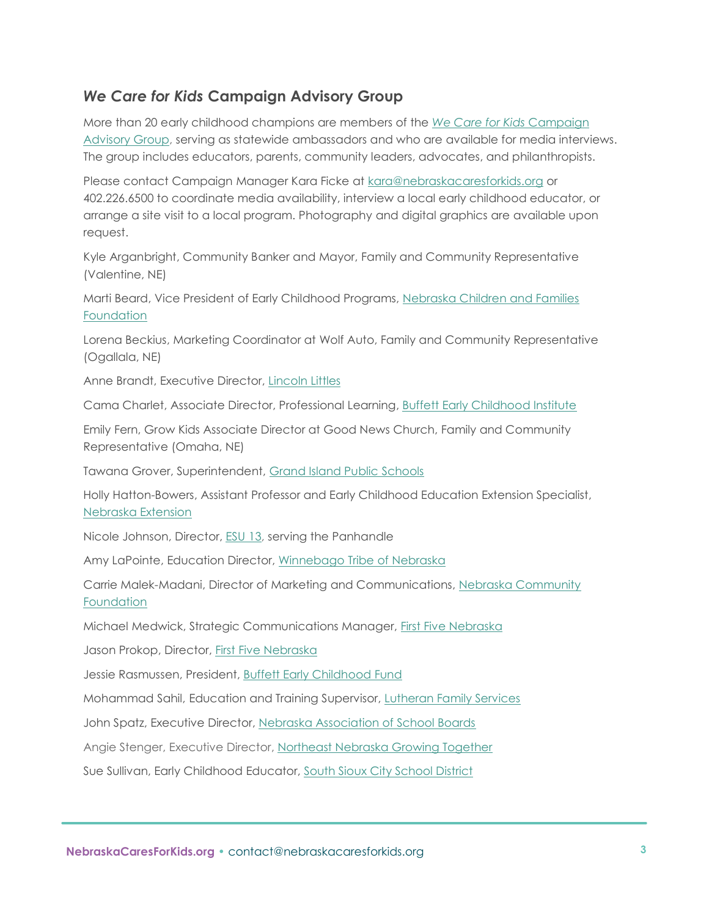## *We Care for Kids* Campaign Advisory Group

More than 20 early childhood champions are members of the *We Care for Kids* Campaign Advisory Group, serving as statewide ambassadors and who are available for media interviews. The group includes educators, parents, community leaders, advocates, and philanthropists.

Please contact Campaign Manager Kara Ficke at kara@nebraskacaresforkids.org or 402.226.6500 to coordinate media availability, interview a local early childhood educator, or arrange a site visit to a local program. Photography and digital graphics are available upon request.

Kyle Arganbright, Community Banker and Mayor, Family and Community Representative (Valentine, NE)

Marti Beard, Vice President of Early Childhood Programs, Nebraska Children and Families Foundation

Lorena Beckius, Marketing Coordinator at Wolf Auto, Family and Community Representative (Ogallala, NE)

Anne Brandt, Executive Director, Lincoln Littles

Cama Charlet, Associate Director, Professional Learning, Buffett Early Childhood Institute

Emily Fern, Grow Kids Associate Director at Good News Church, Family and Community Representative (Omaha, NE)

Tawana Grover, Superintendent, Grand Island Public Schools

Holly Hatton-Bowers, Assistant Professor and Early Childhood Education Extension Specialist, Nebraska Extension

Nicole Johnson, Director, ESU 13, serving the Panhandle

Amy LaPointe, Education Director, Winnebago Tribe of Nebraska

Carrie Malek-Madani, Director of Marketing and Communications, Nebraska Community Foundation

Michael Medwick, Strategic Communications Manager, First Five Nebraska

Jason Prokop, Director, First Five Nebraska

Jessie Rasmussen, President, Buffett Early Childhood Fund

Mohammad Sahil, Education and Training Supervisor, Lutheran Family Services

John Spatz, Executive Director, Nebraska Association of School Boards

Angie Stenger, Executive Director, Northeast Nebraska Growing Together

Sue Sullivan, Early Childhood Educator, South Sioux City School District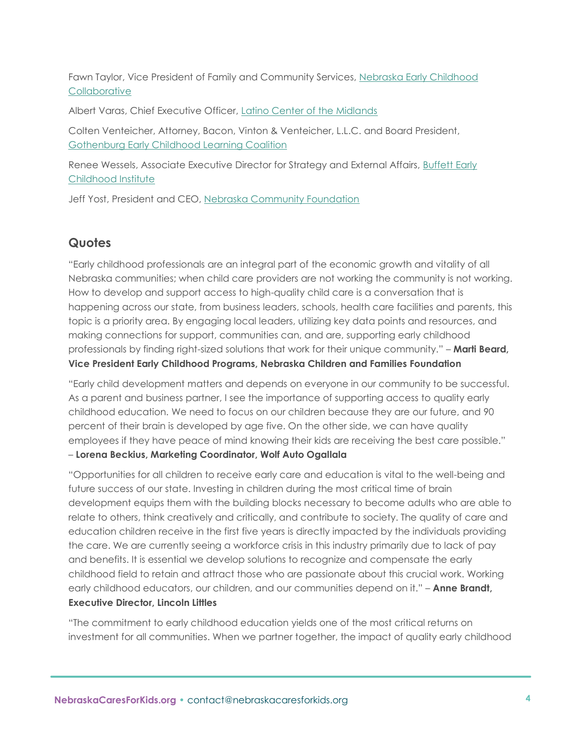Fawn Taylor, Vice President of Family and Community Services, Nebraska Early Childhood Collaborative

Albert Varas, Chief Executive Officer, Latino Center of the Midlands

Colten Venteicher, Attorney, Bacon, Vinton & Venteicher, L.L.C. and Board President, Gothenburg Early Childhood Learning Coalition

Renee Wessels, Associate Executive Director for Strategy and External Affairs, Buffett Early Childhood Institute

Jeff Yost, President and CEO, Nebraska Community Foundation

## Quotes

"Early childhood professionals are an integral part of the economic growth and vitality of all Nebraska communities; when child care providers are not working the community is not working. How to develop and support access to high-quality child care is a conversation that is happening across our state, from business leaders, schools, health care facilities and parents, this topic is a priority area. By engaging local leaders, utilizing key data points and resources, and making connections for support, communities can, and are, supporting early childhood professionals by finding right-sized solutions that work for their unique community." – **Marti Beard, Vice President Early Childhood Programs, Nebraska Children and Families Foundation**

"Early child development matters and depends on everyone in our community to be successful. As a parent and business partner, I see the importance of supporting access to quality early childhood education. We need to focus on our children because they are our future, and 90 percent of their brain is developed by age five. On the other side, we can have quality employees if they have peace of mind knowing their kids are receiving the best care possible." – **Lorena Beckius, Marketing Coordinator, Wolf Auto Ogallala**

"Opportunities for all children to receive early care and education is vital to the well-being and future success of our state. Investing in children during the most critical time of brain development equips them with the building blocks necessary to become adults who are able to relate to others, think creatively and critically, and contribute to society. The quality of care and education children receive in the first five years is directly impacted by the individuals providing the care. We are currently seeing a workforce crisis in this industry primarily due to lack of pay and benefits. It is essential we develop solutions to recognize and compensate the early childhood field to retain and attract those who are passionate about this crucial work. Working early childhood educators, our children, and our communities depend on it." – **Anne Brandt, Executive Director, Lincoln Littles**

"The commitment to early childhood education yields one of the most critical returns on investment for all communities. When we partner together, the impact of quality early childhood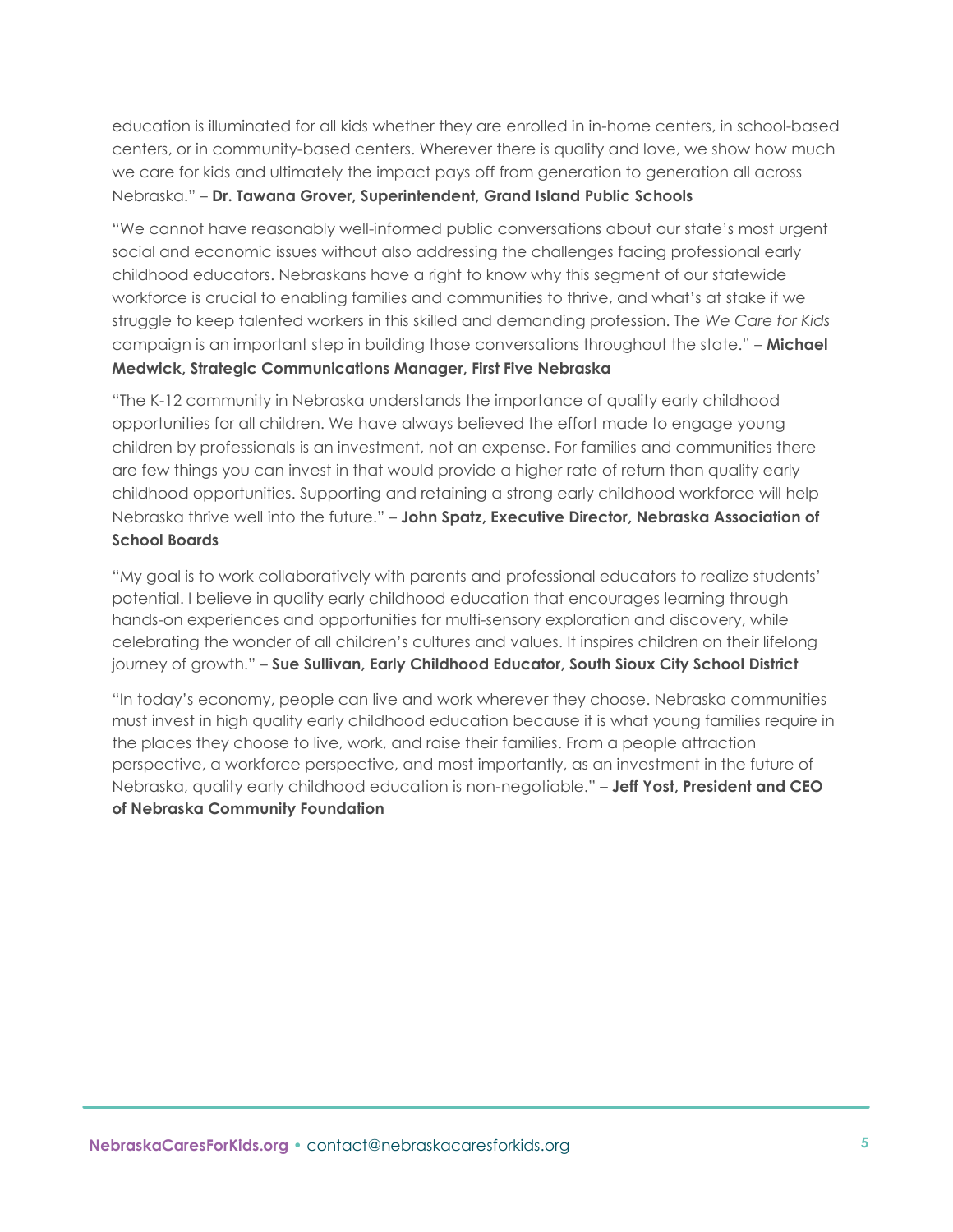education is illuminated for all kids whether they are enrolled in in-home centers, in school-based centers, or in community-based centers. Wherever there is quality and love, we show how much we care for kids and ultimately the impact pays off from generation to generation all across Nebraska." – **Dr. Tawana Grover, Superintendent, Grand Island Public Schools**

"We cannot have reasonably well-informed public conversations about our state's most urgent social and economic issues without also addressing the challenges facing professional early childhood educators. Nebraskans have a right to know why this segment of our statewide workforce is crucial to enabling families and communities to thrive, and what's at stake if we struggle to keep talented workers in this skilled and demanding profession. The *We Care for Kids* campaign is an important step in building those conversations throughout the state." – **Michael Medwick, Strategic Communications Manager, First Five Nebraska**

"The K-12 community in Nebraska understands the importance of quality early childhood opportunities for all children. We have always believed the effort made to engage young children by professionals is an investment, not an expense. For families and communities there are few things you can invest in that would provide a higher rate of return than quality early childhood opportunities. Supporting and retaining a strong early childhood workforce will help Nebraska thrive well into the future." – **John Spatz, Executive Director, Nebraska Association of School Boards**

"My goal is to work collaboratively with parents and professional educators to realize students' potential. I believe in quality early childhood education that encourages learning through hands-on experiences and opportunities for multi-sensory exploration and discovery, while celebrating the wonder of all children's cultures and values. It inspires children on their lifelong journey of growth." – **Sue Sullivan, Early Childhood Educator, South Sioux City School District**

"In today's economy, people can live and work wherever they choose. Nebraska communities must invest in high quality early childhood education because it is what young families require in the places they choose to live, work, and raise their families. From a people attraction perspective, a workforce perspective, and most importantly, as an investment in the future of Nebraska, quality early childhood education is non-negotiable." – **Jeff Yost, President and CEO of Nebraska Community Foundation**